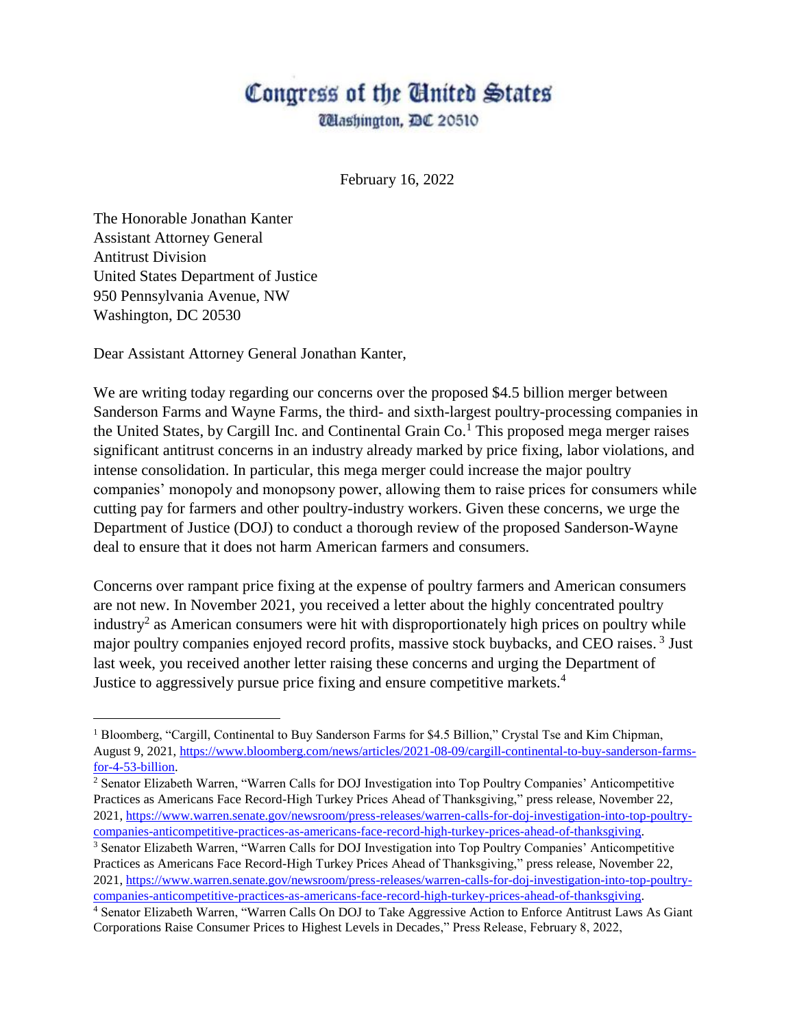# Congress of the United States

Washington, DC 20510

February 16, 2022

The Honorable Jonathan Kanter
Assistant Attorney General
Antitrust Division
United States Department of Justice
950 Pennsylvania Avenue, NW
Washington, DC 20530

Dear Assistant Attorney General Jonathan Kanter,

We are writing today regarding our concerns over the proposed $4.5 billion merger between Sanderson Farms and Wayne Farms, the third- and sixth-largest poultry-processing companies in the United States, by Cargill Inc. and Continental Grain Co.[1] This proposed mega merger raises significant antitrust concerns in an industry already marked by price fixing, labor violations, and intense consolidation. In particular, this mega merger could increase the major poultry companies' monopoly and monopsony power, allowing them to raise prices for consumers while cutting pay for farmers and other poultry-industry workers. Given these concerns, we urge the Department of Justice (DOJ) to conduct a thorough review of the proposed Sanderson-Wayne deal to ensure that it does not harm American farmers and consumers.

Concerns over rampant price fixing at the expense of poultry farmers and American consumers are not new. In November 2021, you received a letter about the highly concentrated poultry industry[2] as American consumers were hit with disproportionately high prices on poultry while major poultry companies enjoyed record profits, massive stock buybacks, and CEO raises.[3] Just last week, you received another letter raising these concerns and urging the Department of Justice to aggressively pursue price fixing and ensure competitive markets.[4]

---

[1] Bloomberg, "Cargill, Continental to Buy Sanderson Farms for $4.5 Billion," Crystal Tse and Kim Chipman, August 9, 2021, https://www.bloomberg.com/news/articles/2021-08-09/cargill-continental-to-buy-sanderson-farms-for-4-53-billion.

[2] Senator Elizabeth Warren, "Warren Calls for DOJ Investigation into Top Poultry Companies' Anticompetitive Practices as Americans Face Record-High Turkey Prices Ahead of Thanksgiving," press release, November 22, 2021, https://www.warren.senate.gov/newsroom/press-releases/warren-calls-for-doj-investigation-into-top-poultry-companies-anticompetitive-practices-as-americans-face-record-high-turkey-prices-ahead-of-thanksgiving.

[3] Senator Elizabeth Warren, "Warren Calls for DOJ Investigation into Top Poultry Companies' Anticompetitive Practices as Americans Face Record-High Turkey Prices Ahead of Thanksgiving," press release, November 22, 2021, https://www.warren.senate.gov/newsroom/press-releases/warren-calls-for-doj-investigation-into-top-poultry-companies-anticompetitive-practices-as-americans-face-record-high-turkey-prices-ahead-of-thanksgiving.

[4] Senator Elizabeth Warren, "Warren Calls On DOJ to Take Aggressive Action to Enforce Antitrust Laws As Giant Corporations Raise Consumer Prices to Highest Levels in Decades," Press Release, February 8, 2022,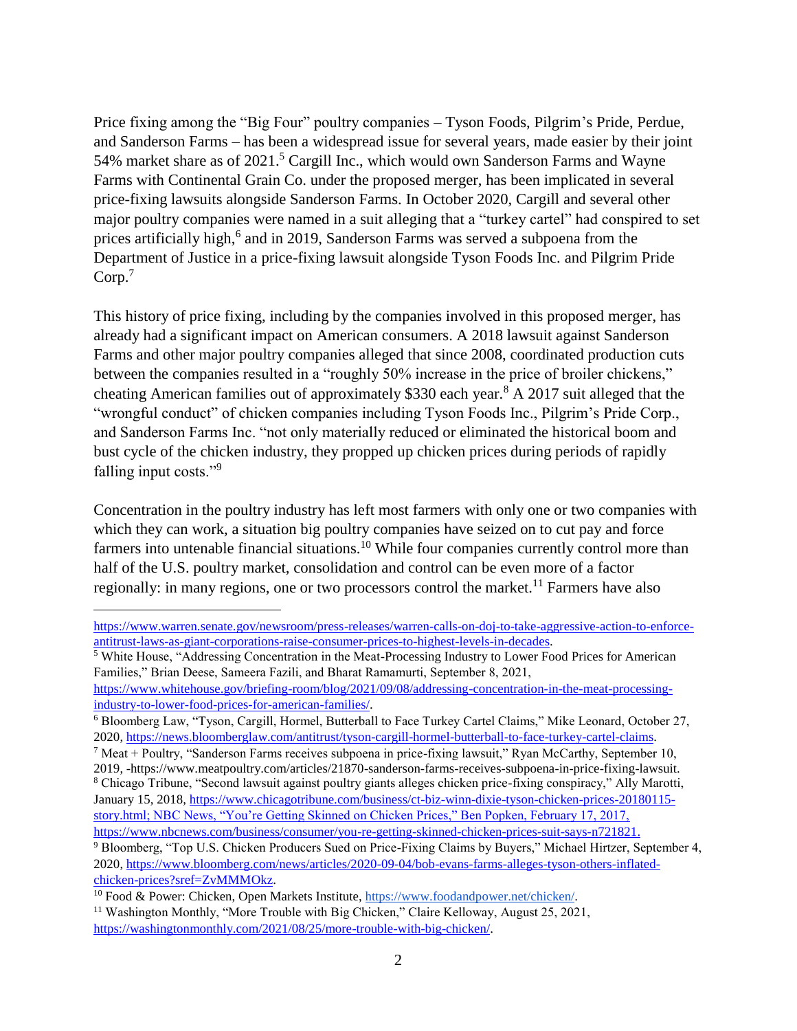Price fixing among the "Big Four" poultry companies – Tyson Foods, Pilgrim's Pride, Perdue, and Sanderson Farms – has been a widespread issue for several years, made easier by their joint 54% market share as of 2021.[5] Cargill Inc., which would own Sanderson Farms and Wayne Farms with Continental Grain Co. under the proposed merger, has been implicated in several price-fixing lawsuits alongside Sanderson Farms. In October 2020, Cargill and several other major poultry companies were named in a suit alleging that a "turkey cartel" had conspired to set prices artificially high,[6] and in 2019, Sanderson Farms was served a subpoena from the Department of Justice in a price-fixing lawsuit alongside Tyson Foods Inc. and Pilgrim Pride Corp.[7]

This history of price fixing, including by the companies involved in this proposed merger, has already had a significant impact on American consumers. A 2018 lawsuit against Sanderson Farms and other major poultry companies alleged that since 2008, coordinated production cuts between the companies resulted in a "roughly 50% increase in the price of broiler chickens," cheating American families out of approximately $330 each year.[8] A 2017 suit alleged that the "wrongful conduct" of chicken companies including Tyson Foods Inc., Pilgrim's Pride Corp., and Sanderson Farms Inc. "not only materially reduced or eliminated the historical boom and bust cycle of the chicken industry, they propped up chicken prices during periods of rapidly falling input costs."[9]

Concentration in the poultry industry has left most farmers with only one or two companies with which they can work, a situation big poultry companies have seized on to cut pay and force farmers into untenable financial situations.[10] While four companies currently control more than half of the U.S. poultry market, consolidation and control can be even more of a factor regionally: in many regions, one or two processors control the market.[11] Farmers have also

---

https://www.warren.senate.gov/newsroom/press-releases/warren-calls-on-doj-to-take-aggressive-action-to-enforce-antitrust-laws-as-giant-corporations-raise-consumer-prices-to-highest-levels-in-decades.

[5] White House, "Addressing Concentration in the Meat-Processing Industry to Lower Food Prices for American Families," Brian Deese, Sameera Fazili, and Bharat Ramamurti, September 8, 2021, https://www.whitehouse.gov/briefing-room/blog/2021/09/08/addressing-concentration-in-the-meat-processing-industry-to-lower-food-prices-for-american-families/.

[6] Bloomberg Law, "Tyson, Cargill, Hormel, Butterball to Face Turkey Cartel Claims," Mike Leonard, October 27, 2020, https://news.bloomberglaw.com/antitrust/tyson-cargill-hormel-butterball-to-face-turkey-cartel-claims.

[7] Meat + Poultry, "Sanderson Farms receives subpoena in price-fixing lawsuit," Ryan McCarthy, September 10, 2019, -https://www.meatpoultry.com/articles/21870-sanderson-farms-receives-subpoena-in-price-fixing-lawsuit.

[8] Chicago Tribune, "Second lawsuit against poultry giants alleges chicken price-fixing conspiracy," Ally Marotti, January 15, 2018, https://www.chicagotribune.com/business/ct-biz-winn-dixie-tyson-chicken-prices-20180115-story.html; NBC News, "You're Getting Skinned on Chicken Prices," Ben Popken, February 17, 2017, https://www.nbcnews.com/business/consumer/you-re-getting-skinned-chicken-prices-suit-says-n721821.

[9] Bloomberg, "Top U.S. Chicken Producers Sued on Price-Fixing Claims by Buyers," Michael Hirtzer, September 4, 2020, https://www.bloomberg.com/news/articles/2020-09-04/bob-evans-farms-alleges-tyson-others-inflated-chicken-prices?sref=ZvMMMOkz.

[10] Food & Power: Chicken, Open Markets Institute, https://www.foodandpower.net/chicken/.

[11] Washington Monthly, "More Trouble with Big Chicken," Claire Kelloway, August 25, 2021, https://washingtonmonthly.com/2021/08/25/more-trouble-with-big-chicken/.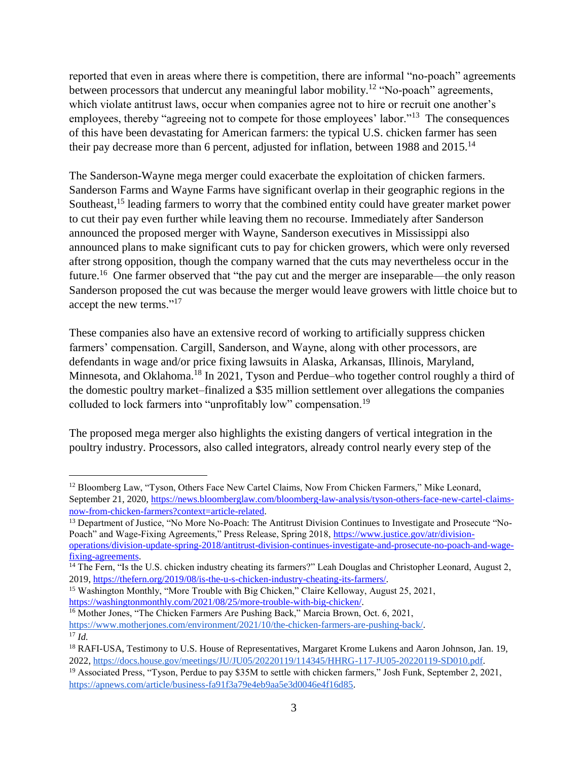reported that even in areas where there is competition, there are informal "no-poach" agreements between processors that undercut any meaningful labor mobility.[12] "No-poach" agreements, which violate antitrust laws, occur when companies agree not to hire or recruit one another's employees, thereby "agreeing not to compete for those employees' labor."[13] The consequences of this have been devastating for American farmers: the typical U.S. chicken farmer has seen their pay decrease more than 6 percent, adjusted for inflation, between 1988 and 2015.[14]

The Sanderson-Wayne mega merger could exacerbate the exploitation of chicken farmers. Sanderson Farms and Wayne Farms have significant overlap in their geographic regions in the Southeast,[15] leading farmers to worry that the combined entity could have greater market power to cut their pay even further while leaving them no recourse. Immediately after Sanderson announced the proposed merger with Wayne, Sanderson executives in Mississippi also announced plans to make significant cuts to pay for chicken growers, which were only reversed after strong opposition, though the company warned that the cuts may nevertheless occur in the future.[16] One farmer observed that "the pay cut and the merger are inseparable—the only reason Sanderson proposed the cut was because the merger would leave growers with little choice but to accept the new terms."[17]

These companies also have an extensive record of working to artificially suppress chicken farmers' compensation. Cargill, Sanderson, and Wayne, along with other processors, are defendants in wage and/or price fixing lawsuits in Alaska, Arkansas, Illinois, Maryland, Minnesota, and Oklahoma.[18] In 2021, Tyson and Perdue–who together control roughly a third of the domestic poultry market–finalized a $35 million settlement over allegations the companies colluded to lock farmers into "unprofitably low" compensation.[19]

The proposed mega merger also highlights the existing dangers of vertical integration in the poultry industry. Processors, also called integrators, already control nearly every step of the

---

[12] Bloomberg Law, "Tyson, Others Face New Cartel Claims, Now From Chicken Farmers," Mike Leonard, September 21, 2020, https://news.bloomberglaw.com/bloomberg-law-analysis/tyson-others-face-new-cartel-claims-now-from-chicken-farmers?context=article-related.

[13] Department of Justice, "No More No-Poach: The Antitrust Division Continues to Investigate and Prosecute "No-Poach" and Wage-Fixing Agreements," Press Release, Spring 2018, https://www.justice.gov/atr/division-operations/division-update-spring-2018/antitrust-division-continues-investigate-and-prosecute-no-poach-and-wage-fixing-agreements.

[14] The Fern, "Is the U.S. chicken industry cheating its farmers?" Leah Douglas and Christopher Leonard, August 2, 2019, https://thefern.org/2019/08/is-the-u-s-chicken-industry-cheating-its-farmers/.

[15] Washington Monthly, "More Trouble with Big Chicken," Claire Kelloway, August 25, 2021, https://washingtonmonthly.com/2021/08/25/more-trouble-with-big-chicken/.

[16] Mother Jones, "The Chicken Farmers Are Pushing Back," Marcia Brown, Oct. 6, 2021, https://www.motherjones.com/environment/2021/10/the-chicken-farmers-are-pushing-back/.

[17] *Id.*

[18] RAFI-USA, Testimony to U.S. House of Representatives, Margaret Krome Lukens and Aaron Johnson, Jan. 19, 2022, https://docs.house.gov/meetings/JU/JU05/20220119/114345/HHRG-117-JU05-20220119-SD010.pdf.

[19] Associated Press, "Tyson, Perdue to pay $35M to settle with chicken farmers," Josh Funk, September 2, 2021, https://apnews.com/article/business-fa91f3a79e4eb9aa5e3d0046e4f16d85.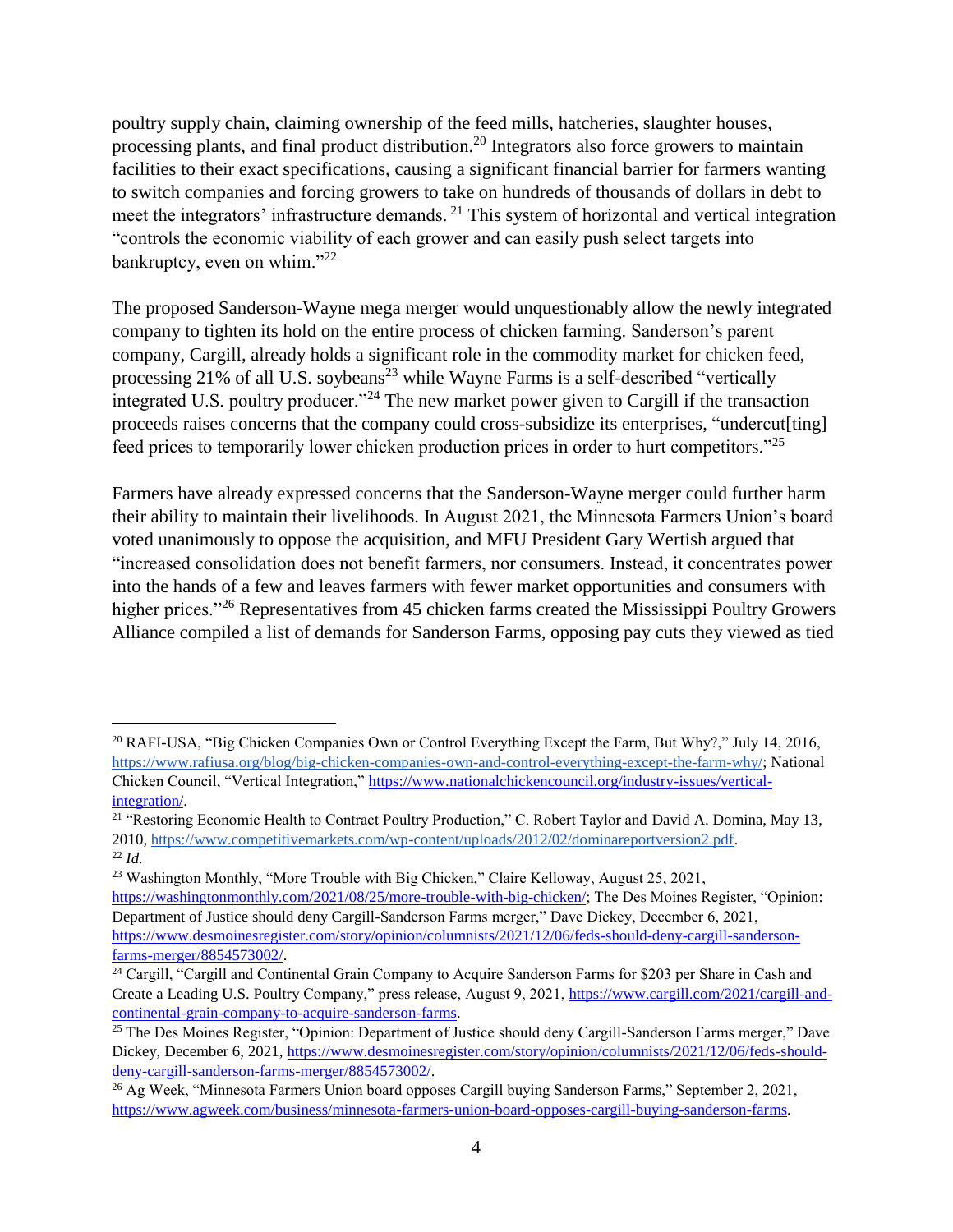poultry supply chain, claiming ownership of the feed mills, hatcheries, slaughter houses, processing plants, and final product distribution.[20] Integrators also force growers to maintain facilities to their exact specifications, causing a significant financial barrier for farmers wanting to switch companies and forcing growers to take on hundreds of thousands of dollars in debt to meet the integrators' infrastructure demands. [21] This system of horizontal and vertical integration "controls the economic viability of each grower and can easily push select targets into bankruptcy, even on whim."[22]

The proposed Sanderson-Wayne mega merger would unquestionably allow the newly integrated company to tighten its hold on the entire process of chicken farming. Sanderson's parent company, Cargill, already holds a significant role in the commodity market for chicken feed, processing 21% of all U.S. soybeans[23] while Wayne Farms is a self-described "vertically integrated U.S. poultry producer."[24] The new market power given to Cargill if the transaction proceeds raises concerns that the company could cross-subsidize its enterprises, "undercut[ting] feed prices to temporarily lower chicken production prices in order to hurt competitors."[25]

Farmers have already expressed concerns that the Sanderson-Wayne merger could further harm their ability to maintain their livelihoods. In August 2021, the Minnesota Farmers Union's board voted unanimously to oppose the acquisition, and MFU President Gary Wertish argued that "increased consolidation does not benefit farmers, nor consumers. Instead, it concentrates power into the hands of a few and leaves farmers with fewer market opportunities and consumers with higher prices."[26] Representatives from 45 chicken farms created the Mississippi Poultry Growers Alliance compiled a list of demands for Sanderson Farms, opposing pay cuts they viewed as tied

---

[20] RAFI-USA, "Big Chicken Companies Own or Control Everything Except the Farm, But Why?," July 14, 2016, https://www.rafiusa.org/blog/big-chicken-companies-own-and-control-everything-except-the-farm-why/; National Chicken Council, "Vertical Integration," https://www.nationalchickencouncil.org/industry-issues/vertical-integration/.

[21] "Restoring Economic Health to Contract Poultry Production," C. Robert Taylor and David A. Domina, May 13, 2010, https://www.competitivemarkets.com/wp-content/uploads/2012/02/dominareportversion2.pdf.

[22] *Id.*

[23] Washington Monthly, "More Trouble with Big Chicken," Claire Kelloway, August 25, 2021, https://washingtonmonthly.com/2021/08/25/more-trouble-with-big-chicken/; The Des Moines Register, "Opinion: Department of Justice should deny Cargill-Sanderson Farms merger," Dave Dickey, December 6, 2021, https://www.desmoinesregister.com/story/opinion/columnists/2021/12/06/feds-should-deny-cargill-sanderson-farms-merger/8854573002/.

[24] Cargill, "Cargill and Continental Grain Company to Acquire Sanderson Farms for $203 per Share in Cash and Create a Leading U.S. Poultry Company," press release, August 9, 2021, https://www.cargill.com/2021/cargill-and-continental-grain-company-to-acquire-sanderson-farms.

[25] The Des Moines Register, "Opinion: Department of Justice should deny Cargill-Sanderson Farms merger," Dave Dickey, December 6, 2021, https://www.desmoinesregister.com/story/opinion/columnists/2021/12/06/feds-should-deny-cargill-sanderson-farms-merger/8854573002/.

[26] Ag Week, "Minnesota Farmers Union board opposes Cargill buying Sanderson Farms," September 2, 2021, https://www.agweek.com/business/minnesota-farmers-union-board-opposes-cargill-buying-sanderson-farms.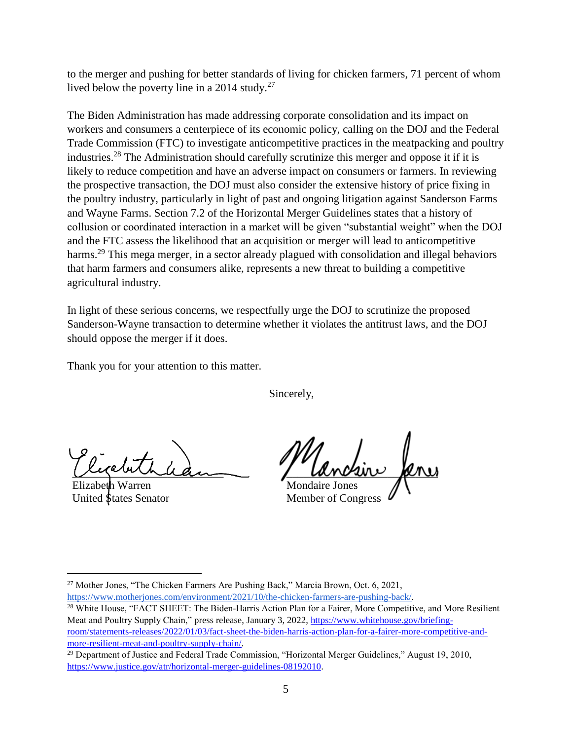to the merger and pushing for better standards of living for chicken farmers, 71 percent of whom lived below the poverty line in a 2014 study.[27]

The Biden Administration has made addressing corporate consolidation and its impact on workers and consumers a centerpiece of its economic policy, calling on the DOJ and the Federal Trade Commission (FTC) to investigate anticompetitive practices in the meatpacking and poultry industries.[28] The Administration should carefully scrutinize this merger and oppose it if it is likely to reduce competition and have an adverse impact on consumers or farmers. In reviewing the prospective transaction, the DOJ must also consider the extensive history of price fixing in the poultry industry, particularly in light of past and ongoing litigation against Sanderson Farms and Wayne Farms. Section 7.2 of the Horizontal Merger Guidelines states that a history of collusion or coordinated interaction in a market will be given "substantial weight" when the DOJ and the FTC assess the likelihood that an acquisition or merger will lead to anticompetitive harms.[29] This mega merger, in a sector already plagued with consolidation and illegal behaviors that harm farmers and consumers alike, represents a new threat to building a competitive agricultural industry.

In light of these serious concerns, we respectfully urge the DOJ to scrutinize the proposed Sanderson-Wayne transaction to determine whether it violates the antitrust laws, and the DOJ should oppose the merger if it does.

Thank you for your attention to this matter.

Sincerely,

Elizabeth Warren
United States Senator

Mondaire Jones
Member of Congress

---

[27] Mother Jones, "The Chicken Farmers Are Pushing Back," Marcia Brown, Oct. 6, 2021, https://www.motherjones.com/environment/2021/10/the-chicken-farmers-are-pushing-back/.

[28] White House, "FACT SHEET: The Biden-Harris Action Plan for a Fairer, More Competitive, and More Resilient Meat and Poultry Supply Chain," press release, January 3, 2022, https://www.whitehouse.gov/briefing-room/statements-releases/2022/01/03/fact-sheet-the-biden-harris-action-plan-for-a-fairer-more-competitive-and-more-resilient-meat-and-poultry-supply-chain/.

[29] Department of Justice and Federal Trade Commission, "Horizontal Merger Guidelines," August 19, 2010, https://www.justice.gov/atr/horizontal-merger-guidelines-08192010.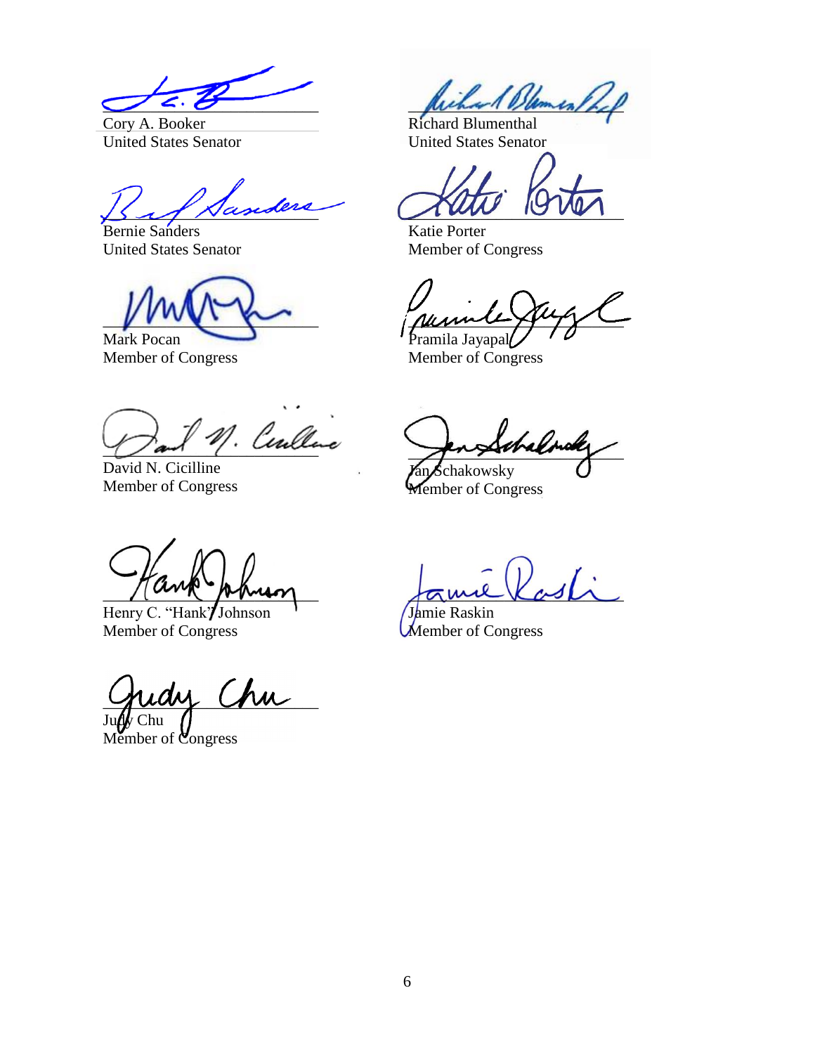Cory A. Booker
United States Senator

Richard Blumenthal
United States Senator

Bernie Sanders
United States Senator

Katie Porter
Member of Congress

Mark Pocan
Member of Congress

Pramila Jayapal
Member of Congress

David N. Cicilline
Member of Congress

Jan Schakowsky
Member of Congress

Henry C. "Hank" Johnson
Member of Congress

Jamie Raskin
Member of Congress

Judy Chu
Member of Congress